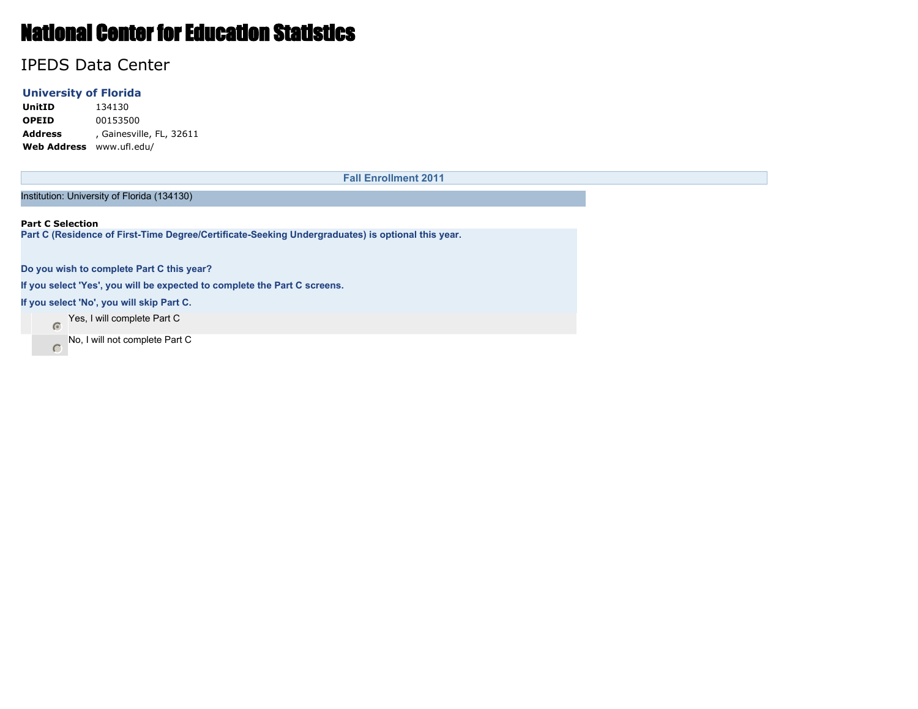# National Center for Education Statistics

## IPEDS Data Center

### University of Florida

| | |
|---|---|
| **UnitID** | 134130 |
| **OPEID** | 00153500 |
| **Address** | , Gainesville, FL, 32611 |
| **Web Address** | www.ufl.edu/ |

## Fall Enrollment 2011

Institution: University of Florida (134130)

**Part C Selection**

**Part C (Residence of First-Time Degree/Certificate-Seeking Undergraduates) is optional this year.**

**Do you wish to complete Part C this year?**

**If you select 'Yes', you will be expected to complete the Part C screens.**

**If you select 'No', you will skip Part C.**

- (selected) Yes, I will complete Part C
- No, I will not complete Part C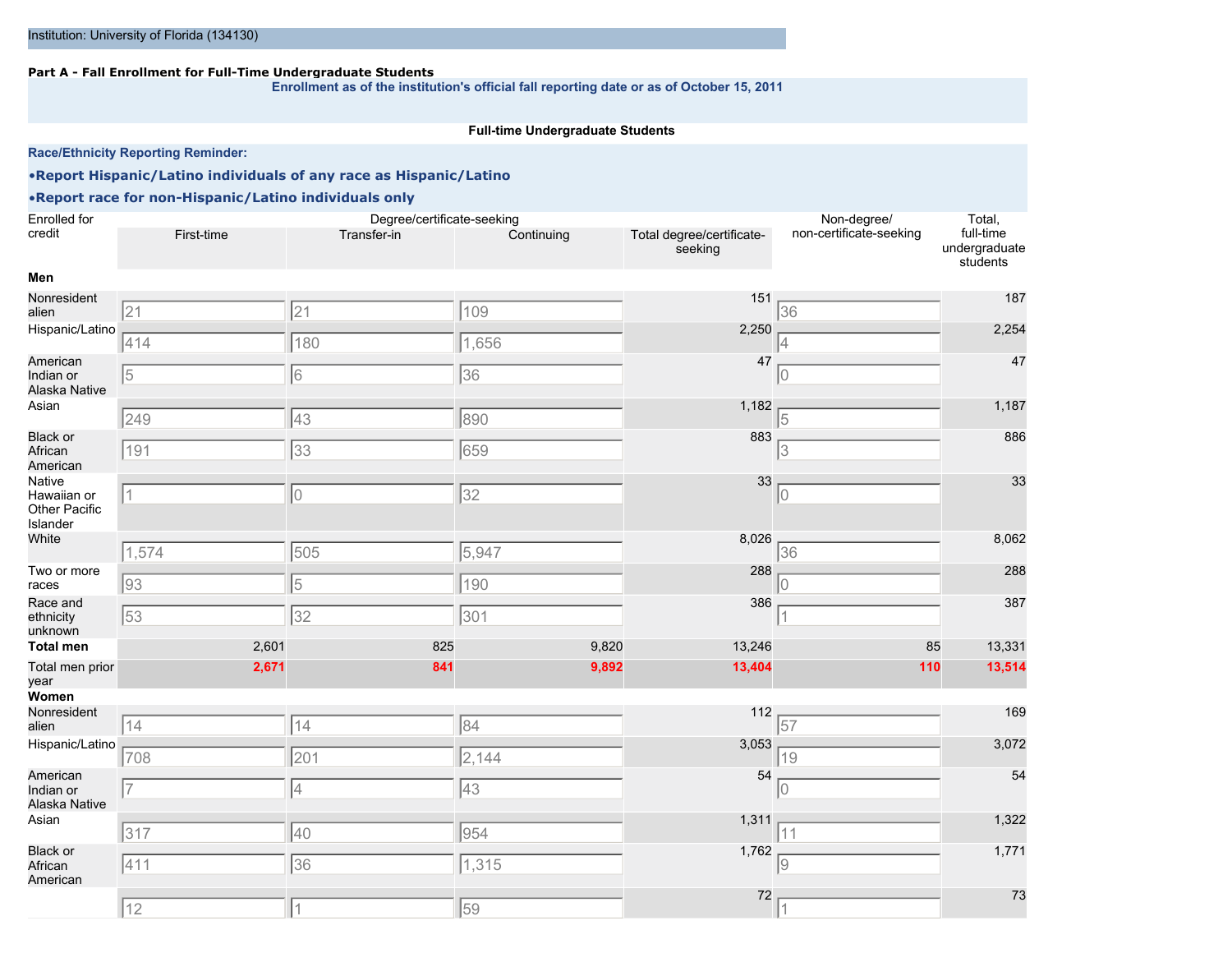Institution: University of Florida (134130)

**Part A - Fall Enrollment for Full-Time Undergraduate Students**

**Enrollment as of the institution's official fall reporting date or as of October 15, 2011**

**Full-time Undergraduate Students**

**Race/Ethnicity Reporting Reminder:**

- **Report Hispanic/Latino individuals of any race as Hispanic/Latino**
- **Report race for non-Hispanic/Latino individuals only**

| Enrolled for credit | Degree/certificate-seeking | | | | Non-degree/ non-certificate-seeking | Total, full-time undergraduate students |
|---|---|---|---|---|---|---|
| | First-time | Transfer-in | Continuing | Total degree/certificate-seeking | | |
| **Men** | | | | | | |
| Nonresident alien | 21 | 21 | 109 | 151 | 36 | 187 |
| Hispanic/Latino | 414 | 180 | 1,656 | 2,250 | 4 | 2,254 |
| American Indian or Alaska Native | 5 | 6 | 36 | 47 | 0 | 47 |
| Asian | 249 | 43 | 890 | 1,182 | 5 | 1,187 |
| Black or African American | 191 | 33 | 659 | 883 | 3 | 886 |
| Native Hawaiian or Other Pacific Islander | 1 | 0 | 32 | 33 | 0 | 33 |
| White | 1,574 | 505 | 5,947 | 8,026 | 36 | 8,062 |
| Two or more races | 93 | 5 | 190 | 288 | 0 | 288 |
| Race and ethnicity unknown | 53 | 32 | 301 | 386 | 1 | 387 |
| **Total men** | 2,601 | 825 | 9,820 | 13,246 | 85 | 13,331 |
| Total men prior year | **2,671** | **841** | **9,892** | **13,404** | **110** | **13,514** |
| **Women** | | | | | | |
| Nonresident alien | 14 | 14 | 84 | 112 | 57 | 169 |
| Hispanic/Latino | 708 | 201 | 2,144 | 3,053 | 19 | 3,072 |
| American Indian or Alaska Native | 7 | 4 | 43 | 54 | 0 | 54 |
| Asian | 317 | 40 | 954 | 1,311 | 11 | 1,322 |
| Black or African American | 411 | 36 | 1,315 | 1,762 | 9 | 1,771 |
| | 12 | 1 | 59 | 72 | 1 | 73 |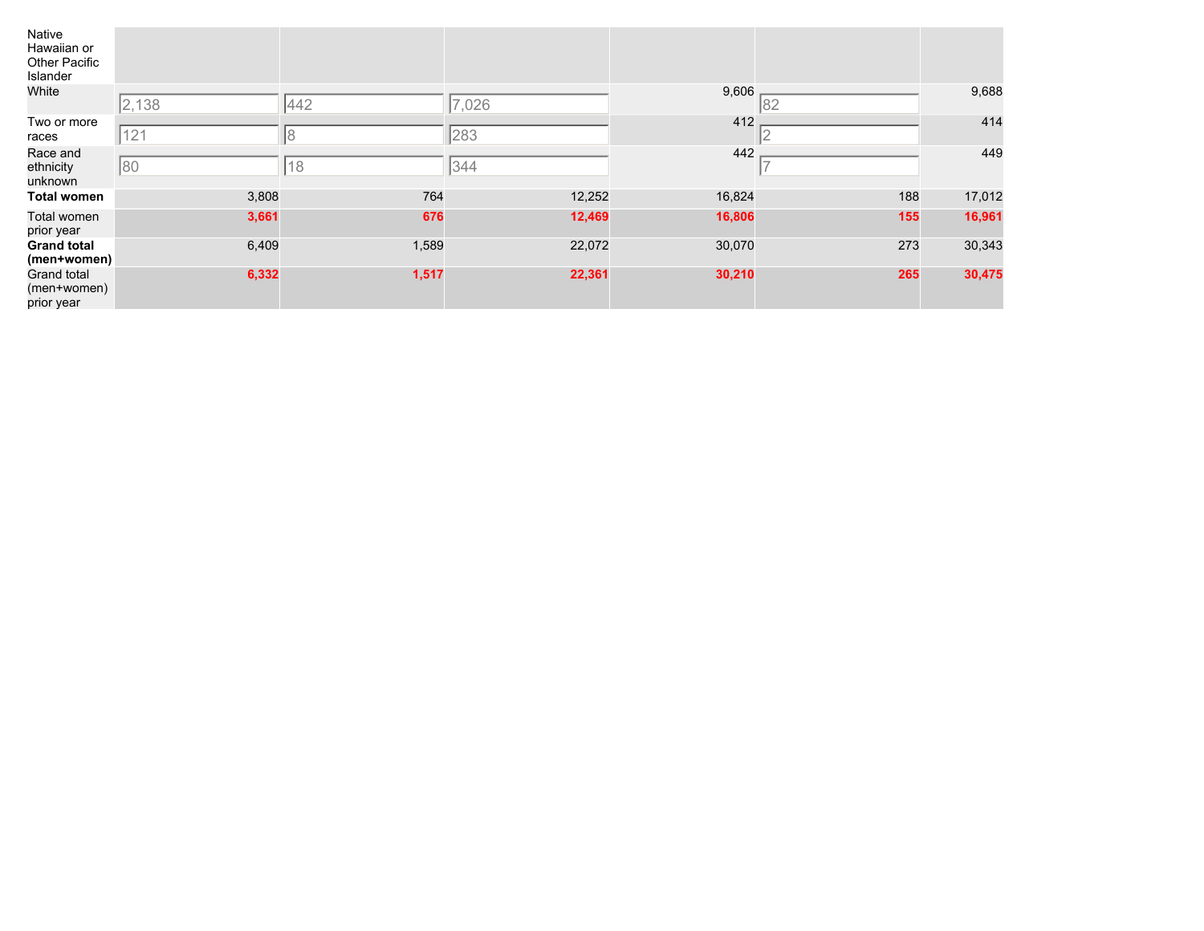| | | | | | | |
|---|---|---|---|---|---|---|
| Native Hawaiian or Other Pacific Islander | | | | | | |
| White | 2,138 | 442 | 7,026 | 9,606 | 82 | 9,688 |
| Two or more races | 121 | 8 | 283 | 412 | 2 | 414 |
| Race and ethnicity unknown | 80 | 18 | 344 | 442 | 7 | 449 |
| **Total women** | 3,808 | 764 | 12,252 | 16,824 | 188 | 17,012 |
| Total women prior year | **3,661** | **676** | **12,469** | **16,806** | **155** | **16,961** |
| **Grand total (men+women)** | 6,409 | 1,589 | 22,072 | 30,070 | 273 | 30,343 |
| Grand total (men+women) prior year | **6,332** | **1,517** | **22,361** | **30,210** | **265** | **30,475** |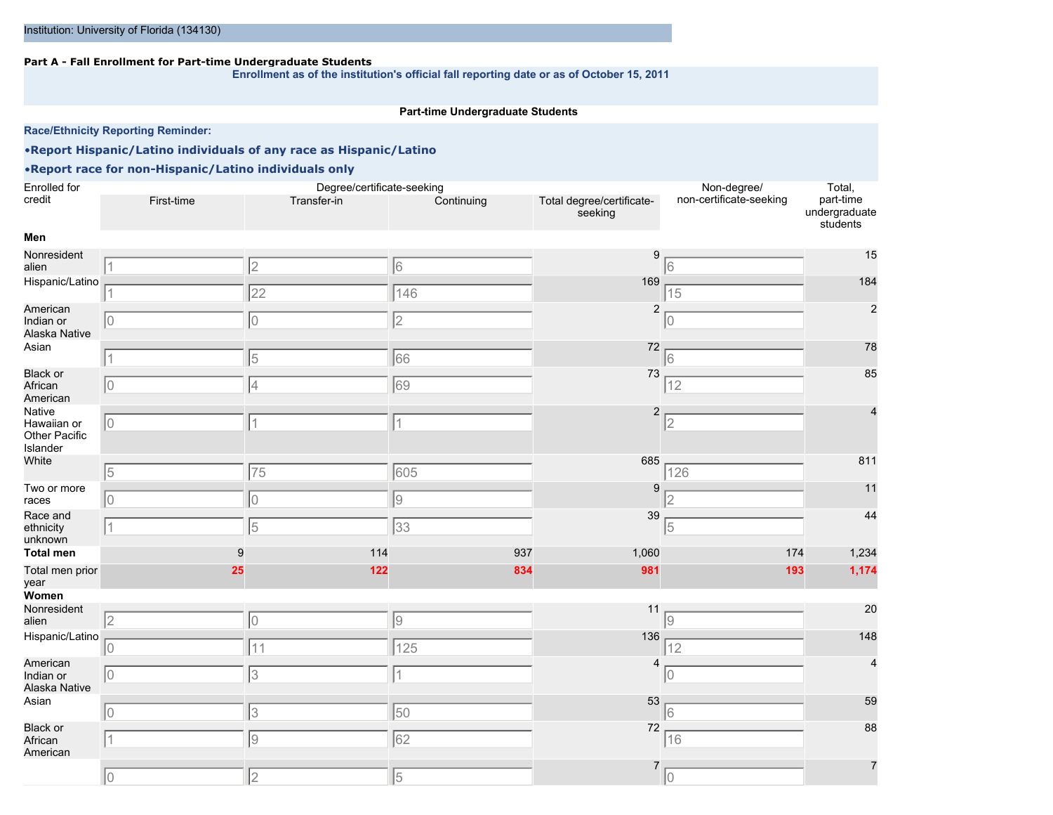Institution: University of Florida (134130)

**Part A - Fall Enrollment for Part-time Undergraduate Students**

**Enrollment as of the institution's official fall reporting date or as of October 15, 2011**

**Part-time Undergraduate Students**

**Race/Ethnicity Reporting Reminder:**

- **Report Hispanic/Latino individuals of any race as Hispanic/Latino**
- **Report race for non-Hispanic/Latino individuals only**

| Enrolled for credit | Degree/certificate-seeking | | | | Non-degree/ non-certificate-seeking | Total, part-time undergraduate students |
|---|---|---|---|---|---|---|
| | First-time | Transfer-in | Continuing | Total degree/certificate-seeking | | |
| **Men** | | | | | | |
| Nonresident alien | 1 | 2 | 6 | 9 | 6 | 15 |
| Hispanic/Latino | 1 | 22 | 146 | 169 | 15 | 184 |
| American Indian or Alaska Native | 0 | 0 | 2 | 2 | 0 | 2 |
| Asian | 1 | 5 | 66 | 72 | 6 | 78 |
| Black or African American | 0 | 4 | 69 | 73 | 12 | 85 |
| Native Hawaiian or Other Pacific Islander | 0 | 1 | 1 | 2 | 2 | 4 |
| White | 5 | 75 | 605 | 685 | 126 | 811 |
| Two or more races | 0 | 0 | 9 | 9 | 2 | 11 |
| Race and ethnicity unknown | 1 | 5 | 33 | 39 | 5 | 44 |
| **Total men** | 9 | 114 | 937 | 1,060 | 174 | 1,234 |
| **Total men prior year** | **25** | **122** | **834** | **981** | **193** | **1,174** |
| **Women** | | | | | | |
| Nonresident alien | 2 | 0 | 9 | 11 | 9 | 20 |
| Hispanic/Latino | 0 | 11 | 125 | 136 | 12 | 148 |
| American Indian or Alaska Native | 0 | 3 | 1 | 4 | 0 | 4 |
| Asian | 0 | 3 | 50 | 53 | 6 | 59 |
| Black or African American | 1 | 9 | 62 | 72 | 16 | 88 |
| | 0 | 2 | 5 | 7 | 0 | 7 |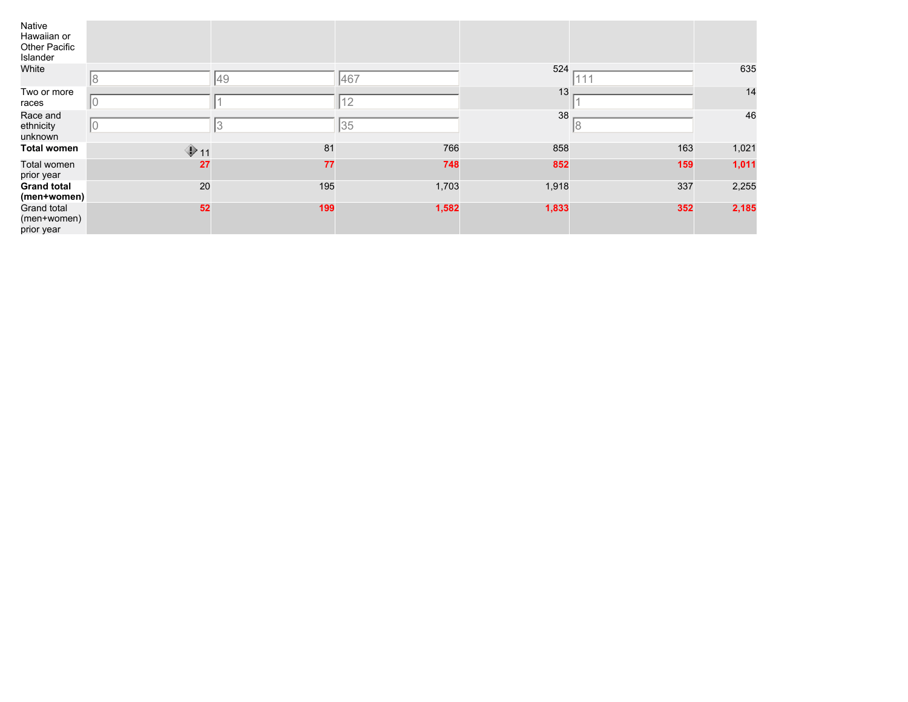| Native Hawaiian or Other Pacific Islander | | | | | | |
|---|---|---|---|---|---|---|
| White | 8 | 49 | 467 | 524 | 111 | 635 |
| Two or more races | 0 | 1 | 12 | 13 | 1 | 14 |
| Race and ethnicity unknown | 0 | 3 | 35 | 38 | 8 | 46 |
| **Total women** | 11 | 81 | 766 | 858 | 163 | 1,021 |
| Total women prior year | **27** | **77** | **748** | **852** | **159** | **1,011** |
| **Grand total (men+women)** | 20 | 195 | 1,703 | 1,918 | 337 | 2,255 |
| Grand total (men+women) prior year | **52** | **199** | **1,582** | **1,833** | **352** | **2,185** |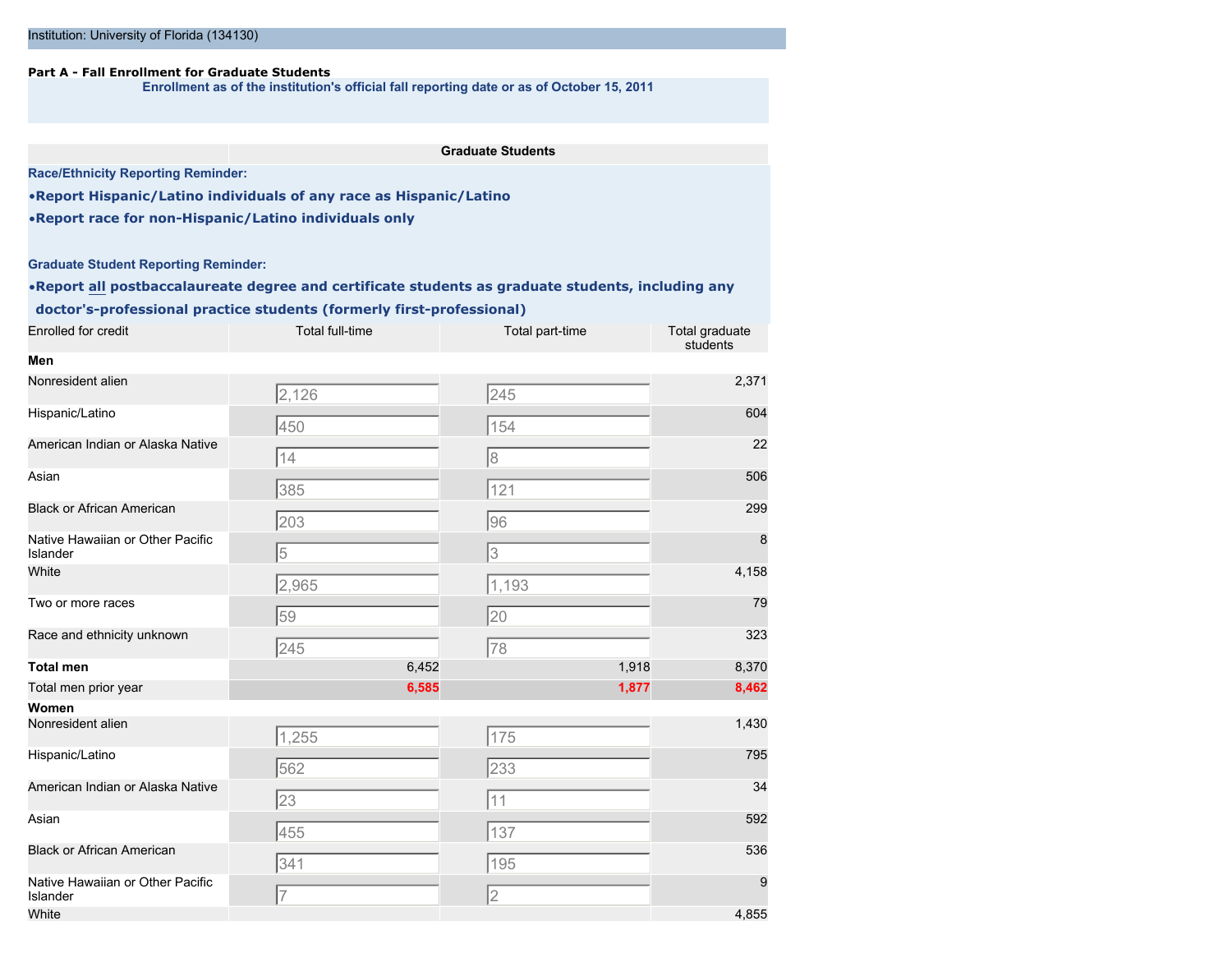Institution: University of Florida (134130)

**Part A - Fall Enrollment for Graduate Students**

**Enrollment as of the institution's official fall reporting date or as of October 15, 2011**

**Race/Ethnicity Reporting Reminder:**

- **Report Hispanic/Latino individuals of any race as Hispanic/Latino**
- **Report race for non-Hispanic/Latino individuals only**

**Graduate Student Reporting Reminder:**

- **Report all postbaccalaureate degree and certificate students as graduate students, including any doctor's-professional practice students (formerly first-professional)**

| | Graduate Students | | |
|---|---|---|---|
| Enrolled for credit | Total full-time | Total part-time | Total graduate students |
| **Men** | | | |
| Nonresident alien | 2,126 | 245 | 2,371 |
| Hispanic/Latino | 450 | 154 | 604 |
| American Indian or Alaska Native | 14 | 8 | 22 |
| Asian | 385 | 121 | 506 |
| Black or African American | 203 | 96 | 299 |
| Native Hawaiian or Other Pacific Islander | 5 | 3 | 8 |
| White | 2,965 | 1,193 | 4,158 |
| Two or more races | 59 | 20 | 79 |
| Race and ethnicity unknown | 245 | 78 | 323 |
| **Total men** | 6,452 | 1,918 | 8,370 |
| Total men prior year | 6,585 | 1,877 | 8,462 |
| **Women** | | | |
| Nonresident alien | 1,255 | 175 | 1,430 |
| Hispanic/Latino | 562 | 233 | 795 |
| American Indian or Alaska Native | 23 | 11 | 34 |
| Asian | 455 | 137 | 592 |
| Black or African American | 341 | 195 | 536 |
| Native Hawaiian or Other Pacific Islander | 7 | 2 | 9 |
| White | | | 4,855 |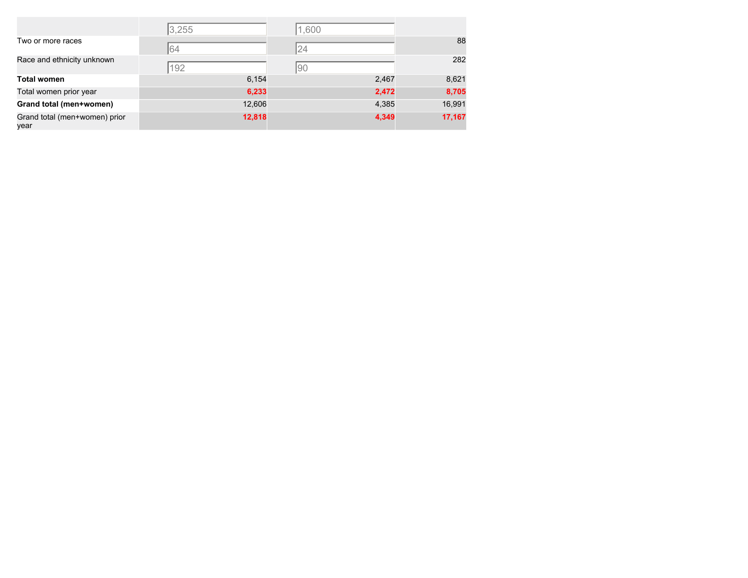|  |  |  |  |
| --- | --- | --- | --- |
|  | 3,255 | 1,600 |  |
| Two or more races | 64 | 24 | 88 |
| Race and ethnicity unknown | 192 | 90 | 282 |
| **Total women** | 6,154 | 2,467 | 8,621 |
| Total women prior year | **6,233** | **2,472** | **8,705** |
| **Grand total (men+women)** | 12,606 | 4,385 | 16,991 |
| Grand total (men+women) prior year | **12,818** | **4,349** | **17,167** |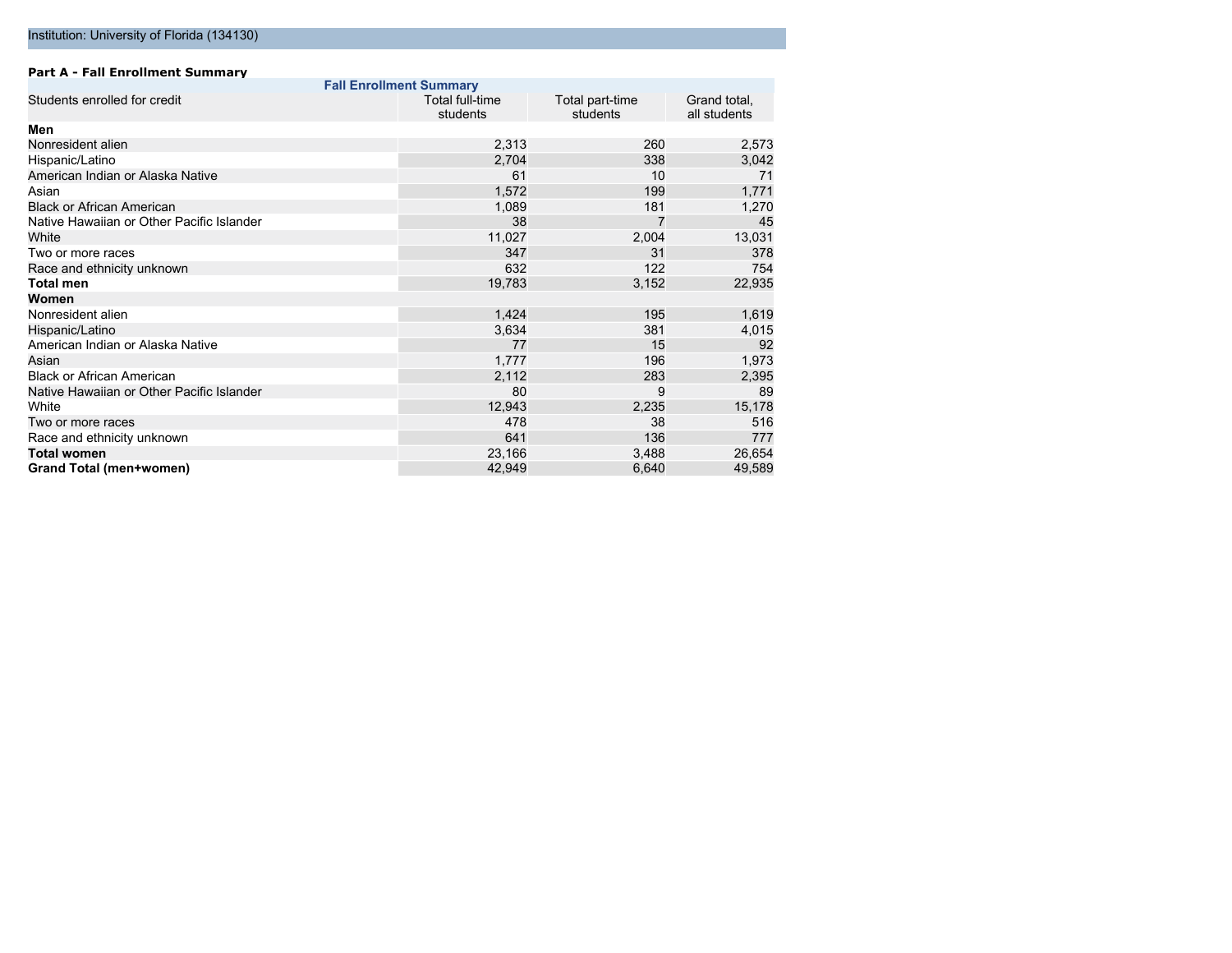Institution: University of Florida (134130)

**Part A - Fall Enrollment Summary**

| Fall Enrollment Summary | | | |
|---|---|---|---|
| Students enrolled for credit | Total full-time students | Total part-time students | Grand total, all students |
| **Men** | | | |
| Nonresident alien | 2,313 | 260 | 2,573 |
| Hispanic/Latino | 2,704 | 338 | 3,042 |
| American Indian or Alaska Native | 61 | 10 | 71 |
| Asian | 1,572 | 199 | 1,771 |
| Black or African American | 1,089 | 181 | 1,270 |
| Native Hawaiian or Other Pacific Islander | 38 | 7 | 45 |
| White | 11,027 | 2,004 | 13,031 |
| Two or more races | 347 | 31 | 378 |
| Race and ethnicity unknown | 632 | 122 | 754 |
| **Total men** | 19,783 | 3,152 | 22,935 |
| **Women** | | | |
| Nonresident alien | 1,424 | 195 | 1,619 |
| Hispanic/Latino | 3,634 | 381 | 4,015 |
| American Indian or Alaska Native | 77 | 15 | 92 |
| Asian | 1,777 | 196 | 1,973 |
| Black or African American | 2,112 | 283 | 2,395 |
| Native Hawaiian or Other Pacific Islander | 80 | 9 | 89 |
| White | 12,943 | 2,235 | 15,178 |
| Two or more races | 478 | 38 | 516 |
| Race and ethnicity unknown | 641 | 136 | 777 |
| **Total women** | 23,166 | 3,488 | 26,654 |
| **Grand Total (men+women)** | 42,949 | 6,640 | 49,589 |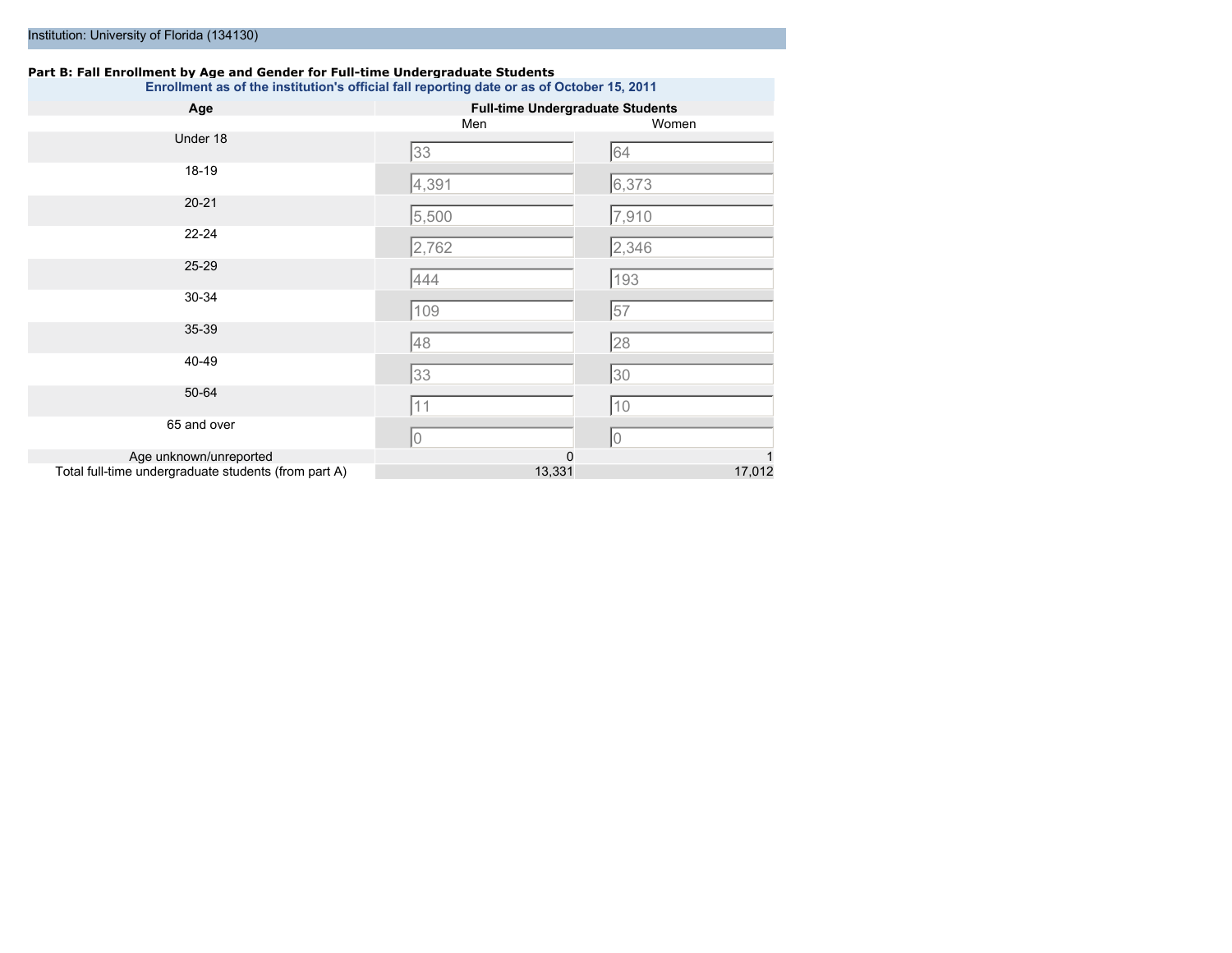Institution: University of Florida (134130)

**Part B: Fall Enrollment by Age and Gender for Full-time Undergraduate Students**

**Enrollment as of the institution's official fall reporting date or as of October 15, 2011**

| Age | Full-time Undergraduate Students | |
|---|---|---|
| | Men | Women |
| Under 18 | 33 | 64 |
| 18-19 | 4,391 | 6,373 |
| 20-21 | 5,500 | 7,910 |
| 22-24 | 2,762 | 2,346 |
| 25-29 | 444 | 193 |
| 30-34 | 109 | 57 |
| 35-39 | 48 | 28 |
| 40-49 | 33 | 30 |
| 50-64 | 11 | 10 |
| 65 and over | 0 | 0 |
| Age unknown/unreported | 0 | 1 |
| Total full-time undergraduate students (from part A) | 13,331 | 17,012 |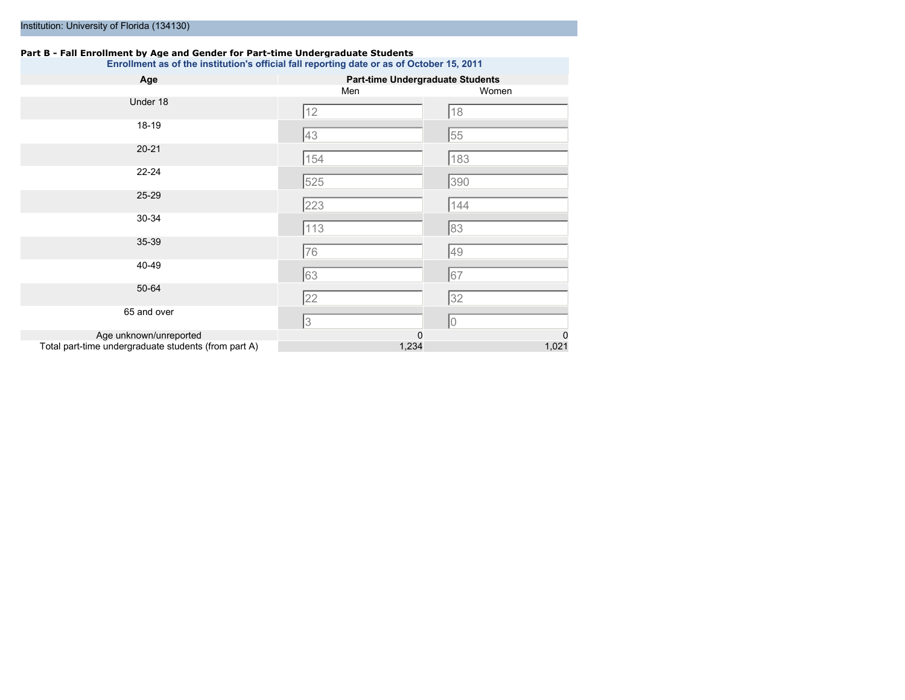Institution: University of Florida (134130)

**Part B - Fall Enrollment by Age and Gender for Part-time Undergraduate Students**

**Enrollment as of the institution's official fall reporting date or as of October 15, 2011**

| Age | Part-time Undergraduate Students | |
|---|---|---|
| | Men | Women |
| Under 18 | 12 | 18 |
| 18-19 | 43 | 55 |
| 20-21 | 154 | 183 |
| 22-24 | 525 | 390 |
| 25-29 | 223 | 144 |
| 30-34 | 113 | 83 |
| 35-39 | 76 | 49 |
| 40-49 | 63 | 67 |
| 50-64 | 22 | 32 |
| 65 and over | 3 | 0 |
| Age unknown/unreported | 0 | 0 |
| Total part-time undergraduate students (from part A) | 1,234 | 1,021 |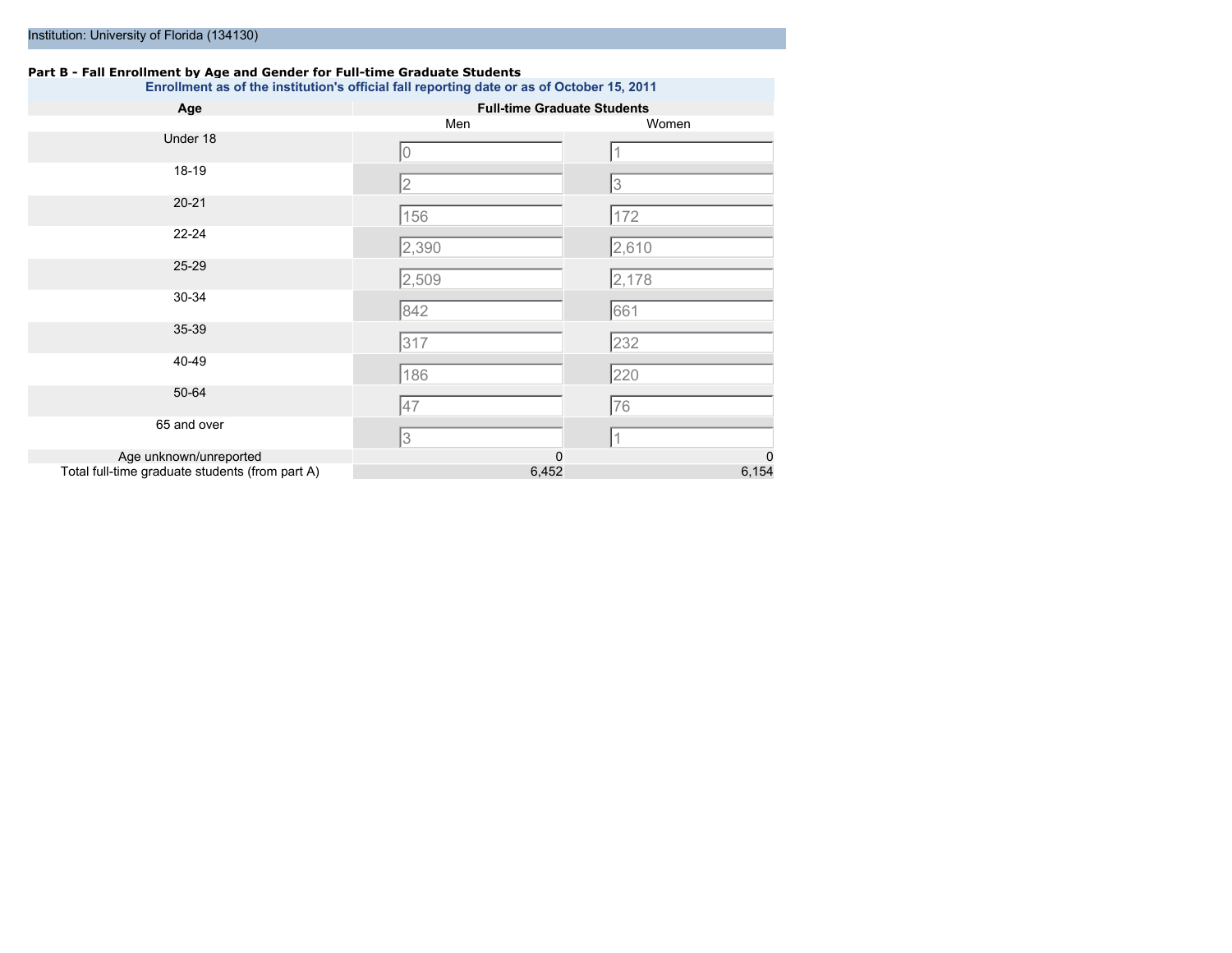Institution: University of Florida (134130)

**Part B - Fall Enrollment by Age and Gender for Full-time Graduate Students**

**Enrollment as of the institution's official fall reporting date or as of October 15, 2011**

| Age | Full-time Graduate Students | |
|---|---|---|
| | Men | Women |
| Under 18 | 0 | 1 |
| 18-19 | 2 | 3 |
| 20-21 | 156 | 172 |
| 22-24 | 2,390 | 2,610 |
| 25-29 | 2,509 | 2,178 |
| 30-34 | 842 | 661 |
| 35-39 | 317 | 232 |
| 40-49 | 186 | 220 |
| 50-64 | 47 | 76 |
| 65 and over | 3 | 1 |
| Age unknown/unreported | 0 | 0 |
| Total full-time graduate students (from part A) | 6,452 | 6,154 |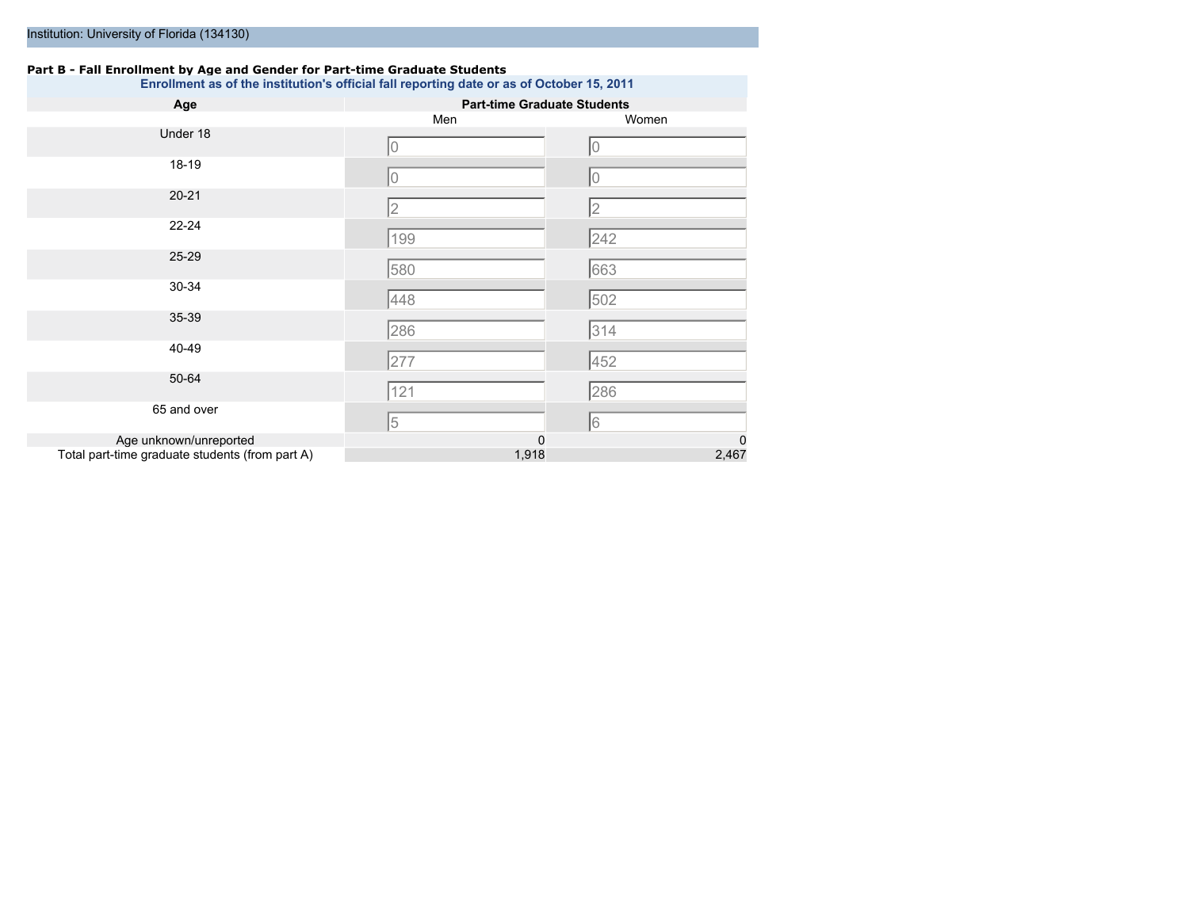Institution: University of Florida (134130)

**Part B - Fall Enrollment by Age and Gender for Part-time Graduate Students**

**Enrollment as of the institution's official fall reporting date or as of October 15, 2011**

| Age | Part-time Graduate Students | |
|---|---|---|
| | Men | Women |
| Under 18 | 0 | 0 |
| 18-19 | 0 | 0 |
| 20-21 | 2 | 2 |
| 22-24 | 199 | 242 |
| 25-29 | 580 | 663 |
| 30-34 | 448 | 502 |
| 35-39 | 286 | 314 |
| 40-49 | 277 | 452 |
| 50-64 | 121 | 286 |
| 65 and over | 5 | 6 |
| Age unknown/unreported | 0 | 0 |
| Total part-time graduate students (from part A) | 1,918 | 2,467 |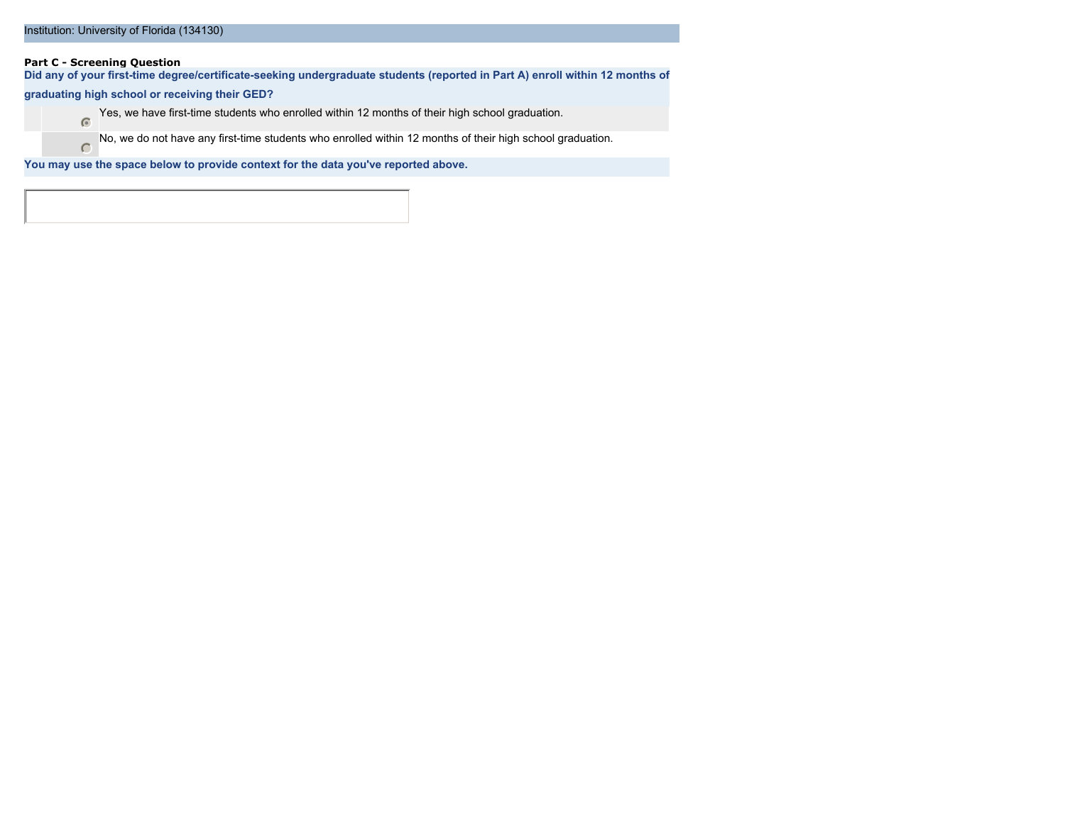Institution: University of Florida (134130)

**Part C - Screening Question**

**Did any of your first-time degree/certificate-seeking undergraduate students (reported in Part A) enroll within 12 months of graduating high school or receiving their GED?**

- (●) Yes, we have first-time students who enrolled within 12 months of their high school graduation.
- ( ) No, we do not have any first-time students who enrolled within 12 months of their high school graduation.

**You may use the space below to provide context for the data you've reported above.**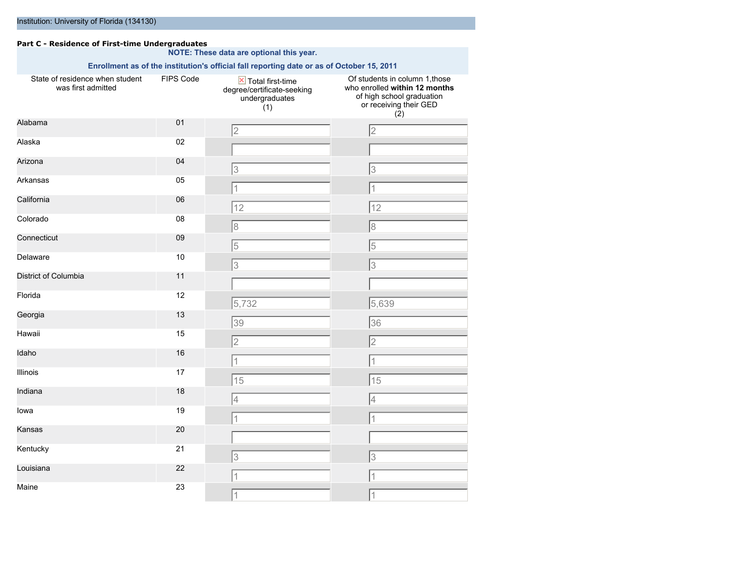Institution: University of Florida (134130)

**Part C - Residence of First-time Undergraduates**

**NOTE: These data are optional this year.**

**Enrollment as of the institution's official fall reporting date or as of October 15, 2011**

| State of residence when student was first admitted | FIPS Code | Total first-time degree/certificate-seeking undergraduates (1) | Of students in column 1,those who enrolled **within 12 months** of high school graduation or receiving their GED (2) |
|---|---|---|---|
| Alabama | 01 | 2 | 2 |
| Alaska | 02 | | |
| Arizona | 04 | 3 | 3 |
| Arkansas | 05 | 1 | 1 |
| California | 06 | 12 | 12 |
| Colorado | 08 | 8 | 8 |
| Connecticut | 09 | 5 | 5 |
| Delaware | 10 | 3 | 3 |
| District of Columbia | 11 | | |
| Florida | 12 | 5,732 | 5,639 |
| Georgia | 13 | 39 | 36 |
| Hawaii | 15 | 2 | 2 |
| Idaho | 16 | 1 | 1 |
| Illinois | 17 | 15 | 15 |
| Indiana | 18 | 4 | 4 |
| Iowa | 19 | 1 | 1 |
| Kansas | 20 | | |
| Kentucky | 21 | 3 | 3 |
| Louisiana | 22 | 1 | 1 |
| Maine | 23 | 1 | 1 |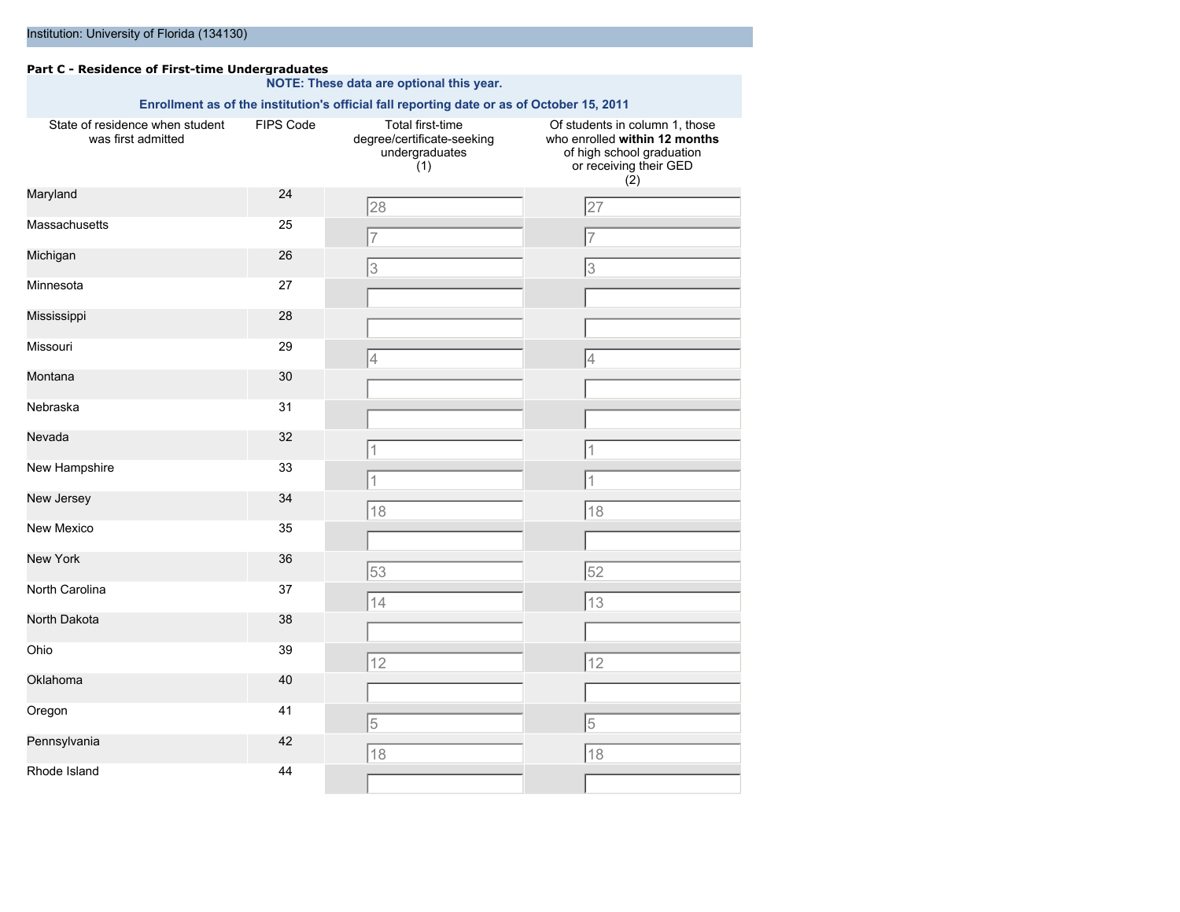Institution: University of Florida (134130)

**Part C - Residence of First-time Undergraduates**

**NOTE: These data are optional this year.**

**Enrollment as of the institution's official fall reporting date or as of October 15, 2011**

| State of residence when student was first admitted | FIPS Code | Total first-time degree/certificate-seeking undergraduates (1) | Of students in column 1, those who enrolled **within 12 months** of high school graduation or receiving their GED (2) |
|---|---|---|---|
| Maryland | 24 | 28 | 27 |
| Massachusetts | 25 | 7 | 7 |
| Michigan | 26 | 3 | 3 |
| Minnesota | 27 | | |
| Mississippi | 28 | | |
| Missouri | 29 | 4 | 4 |
| Montana | 30 | | |
| Nebraska | 31 | | |
| Nevada | 32 | 1 | 1 |
| New Hampshire | 33 | 1 | 1 |
| New Jersey | 34 | 18 | 18 |
| New Mexico | 35 | | |
| New York | 36 | 53 | 52 |
| North Carolina | 37 | 14 | 13 |
| North Dakota | 38 | | |
| Ohio | 39 | 12 | 12 |
| Oklahoma | 40 | | |
| Oregon | 41 | 5 | 5 |
| Pennsylvania | 42 | 18 | 18 |
| Rhode Island | 44 | | |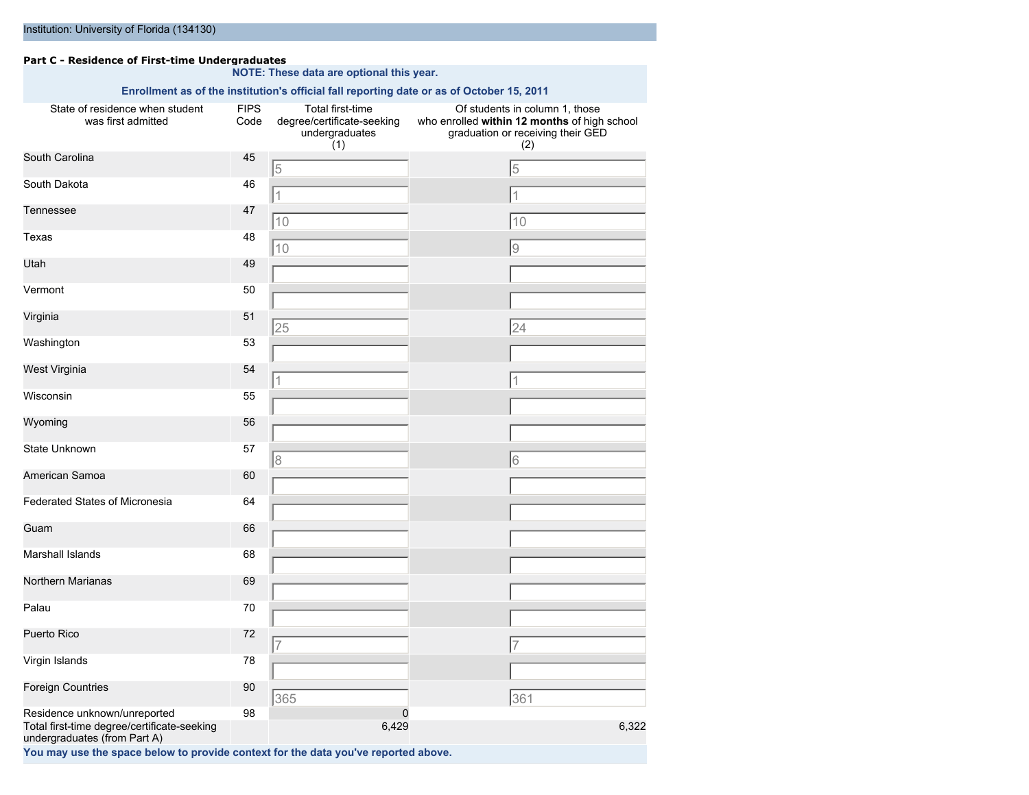Institution: University of Florida (134130)

**Part C - Residence of First-time Undergraduates**

**NOTE: These data are optional this year.**

**Enrollment as of the institution's official fall reporting date or as of October 15, 2011**

| State of residence when student was first admitted | FIPS Code | Total first-time degree/certificate-seeking undergraduates (1) | Of students in column 1, those who enrolled **within 12 months** of high school graduation or receiving their GED (2) |
|---|---|---|---|
| South Carolina | 45 | 5 | 5 |
| South Dakota | 46 | 1 | 1 |
| Tennessee | 47 | 10 | 10 |
| Texas | 48 | 10 | 9 |
| Utah | 49 | | |
| Vermont | 50 | | |
| Virginia | 51 | 25 | 24 |
| Washington | 53 | | |
| West Virginia | 54 | 1 | 1 |
| Wisconsin | 55 | | |
| Wyoming | 56 | | |
| State Unknown | 57 | 8 | 6 |
| American Samoa | 60 | | |
| Federated States of Micronesia | 64 | | |
| Guam | 66 | | |
| Marshall Islands | 68 | | |
| Northern Marianas | 69 | | |
| Palau | 70 | | |
| Puerto Rico | 72 | 7 | 7 |
| Virgin Islands | 78 | | |
| Foreign Countries | 90 | 365 | 361 |
| Residence unknown/unreported | 98 | 0 | |
| Total first-time degree/certificate-seeking undergraduates (from Part A) | | 6,429 | 6,322 |

**You may use the space below to provide context for the data you've reported above.**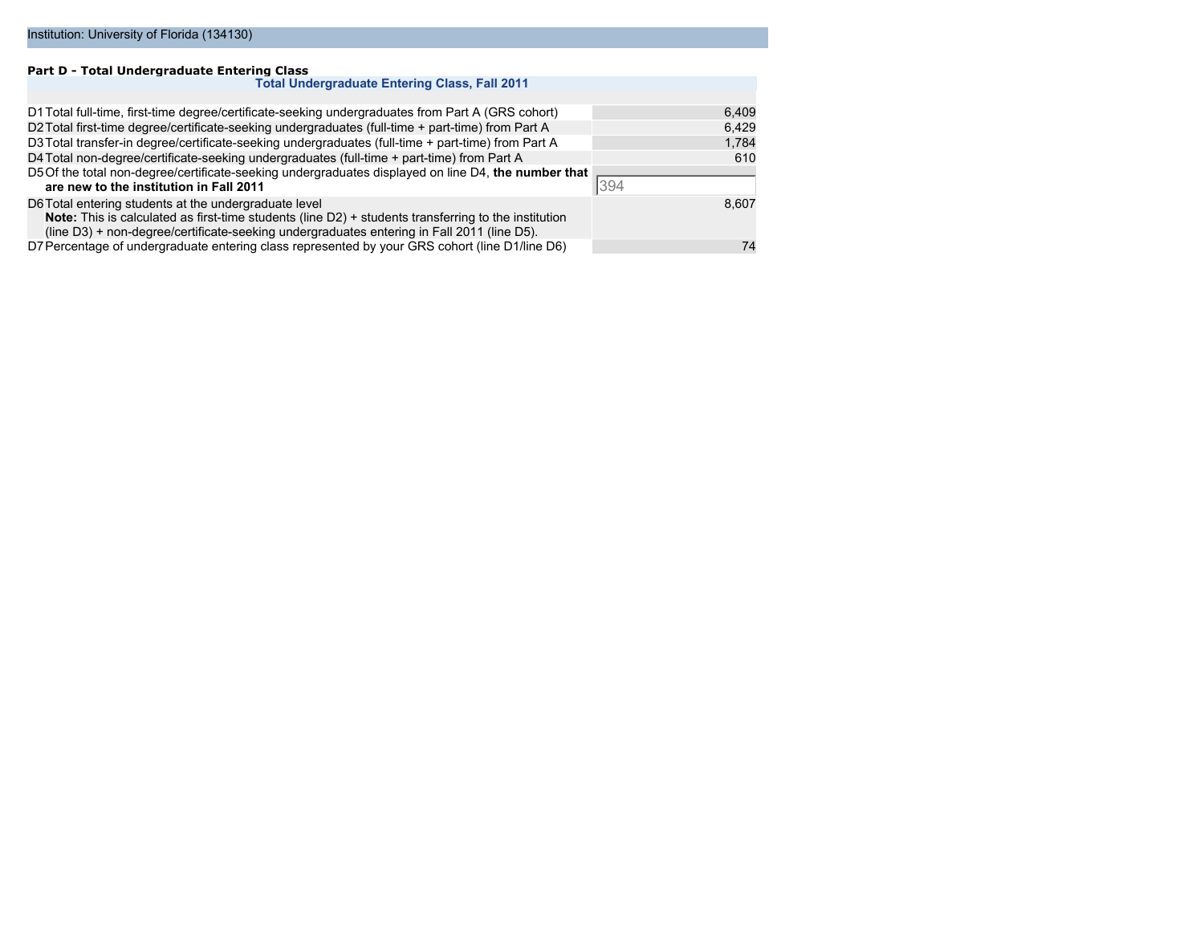Institution: University of Florida (134130)

### Part D - Total Undergraduate Entering Class

| Total Undergraduate Entering Class, Fall 2011 | |
|---|---|
| D1 Total full-time, first-time degree/certificate-seeking undergraduates from Part A (GRS cohort) | 6,409 |
| D2 Total first-time degree/certificate-seeking undergraduates (full-time + part-time) from Part A | 6,429 |
| D3 Total transfer-in degree/certificate-seeking undergraduates (full-time + part-time) from Part A | 1,784 |
| D4 Total non-degree/certificate-seeking undergraduates (full-time + part-time) from Part A | 610 |
| D5 Of the total non-degree/certificate-seeking undergraduates displayed on line D4, **the number that are new to the institution in Fall 2011** | 394 |
| D6 Total entering students at the undergraduate level<br>**Note:** This is calculated as first-time students (line D2) + students transferring to the institution (line D3) + non-degree/certificate-seeking undergraduates entering in Fall 2011 (line D5). | 8,607 |
| D7 Percentage of undergraduate entering class represented by your GRS cohort (line D1/line D6) | 74 |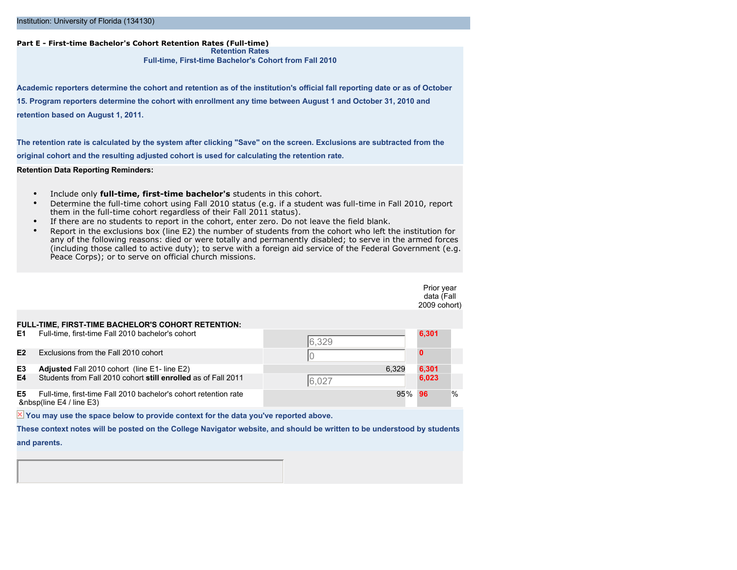Institution: University of Florida (134130)

**Part E - First-time Bachelor's Cohort Retention Rates (Full-time)**

**Retention Rates**

**Full-time, First-time Bachelor's Cohort from Fall 2010**

**Academic reporters determine the cohort and retention as of the institution's official fall reporting date or as of October 15. Program reporters determine the cohort with enrollment any time between August 1 and October 31, 2010 and retention based on August 1, 2011.**

**The retention rate is calculated by the system after clicking "Save" on the screen. Exclusions are subtracted from the original cohort and the resulting adjusted cohort is used for calculating the retention rate.**

**Retention Data Reporting Reminders:**

- Include only **full-time, first-time bachelor's** students in this cohort.
- Determine the full-time cohort using Fall 2010 status (e.g. if a student was full-time in Fall 2010, report them in the full-time cohort regardless of their Fall 2011 status).
- If there are no students to report in the cohort, enter zero. Do not leave the field blank.
- Report in the exclusions box (line E2) the number of students from the cohort who left the institution for any of the following reasons: died or were totally and permanently disabled; to serve in the armed forces (including those called to active duty); to serve with a foreign aid service of the Federal Government (e.g. Peace Corps); or to serve on official church missions.

| | | | Prior year data (Fall 2009 cohort) | |
|---|---|---|---|---|
| **FULL-TIME, FIRST-TIME BACHELOR'S COHORT RETENTION:** | | | | |
| E1 | Full-time, first-time Fall 2010 bachelor's cohort | 6,329 | 6,301 | |
| E2 | Exclusions from the Fall 2010 cohort | 0 | 0 | |
| E3 | **Adjusted** Fall 2010 cohort (line E1- line E2) | 6,329 | 6,301 | |
| E4 | Students from Fall 2010 cohort **still enrolled** as of Fall 2011 | 6,027 | 6,023 | |
| E5 | Full-time, first-time Fall 2010 bachelor's cohort retention rate &nbsp(line E4 / line E3) | 95% | 96 | % |

**You may use the space below to provide context for the data you've reported above.**

**These context notes will be posted on the College Navigator website, and should be written to be understood by students and parents.**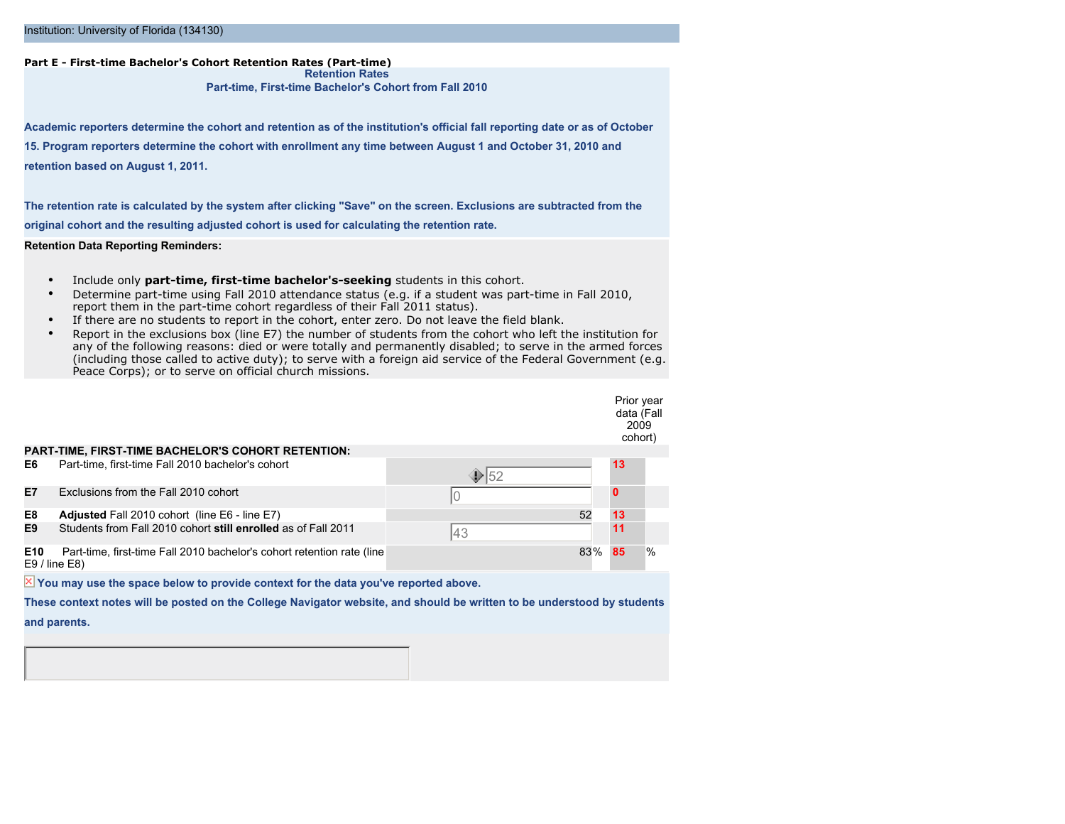Institution: University of Florida (134130)

**Part E - First-time Bachelor's Cohort Retention Rates (Part-time)**

**Retention Rates**

**Part-time, First-time Bachelor's Cohort from Fall 2010**

**Academic reporters determine the cohort and retention as of the institution's official fall reporting date or as of October 15. Program reporters determine the cohort with enrollment any time between August 1 and October 31, 2010 and retention based on August 1, 2011.**

**The retention rate is calculated by the system after clicking "Save" on the screen. Exclusions are subtracted from the original cohort and the resulting adjusted cohort is used for calculating the retention rate.**

**Retention Data Reporting Reminders:**

- Include only **part-time, first-time bachelor's-seeking** students in this cohort.
- Determine part-time using Fall 2010 attendance status (e.g. if a student was part-time in Fall 2010, report them in the part-time cohort regardless of their Fall 2011 status).
- If there are no students to report in the cohort, enter zero. Do not leave the field blank.
- Report in the exclusions box (line E7) the number of students from the cohort who left the institution for any of the following reasons: died or were totally and permanently disabled; to serve in the armed forces (including those called to active duty); to serve with a foreign aid service of the Federal Government (e.g. Peace Corps); or to serve on official church missions.

| | PART-TIME, FIRST-TIME BACHELOR'S COHORT RETENTION: | | Prior year data (Fall 2009 cohort) |
|---|---|---|---|
| **E6** | Part-time, first-time Fall 2010 bachelor's cohort | 52 | 13 |
| **E7** | Exclusions from the Fall 2010 cohort | 0 | 0 |
| **E8** | **Adjusted** Fall 2010 cohort (line E6 - line E7) | 52 | 13 |
| **E9** | Students from Fall 2010 cohort **still enrolled** as of Fall 2011 | 43 | 11 |
| **E10** | Part-time, first-time Fall 2010 bachelor's cohort retention rate (line E9 / line E8) | 83% | 85 % |

**You may use the space below to provide context for the data you've reported above.**

**These context notes will be posted on the College Navigator website, and should be written to be understood by students and parents.**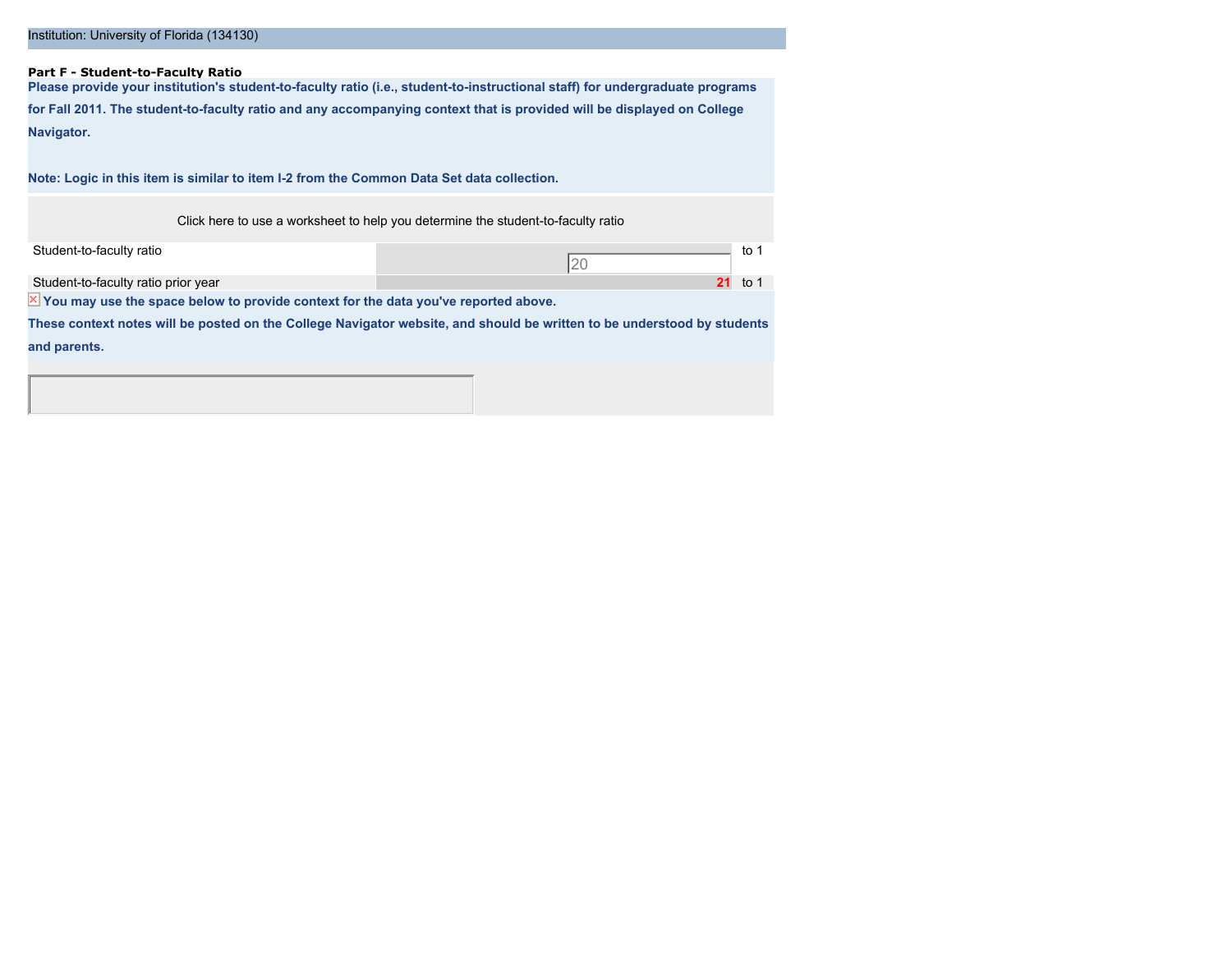Institution: University of Florida (134130)

**Part F - Student-to-Faculty Ratio**

**Please provide your institution's student-to-faculty ratio (i.e., student-to-instructional staff) for undergraduate programs for Fall 2011. The student-to-faculty ratio and any accompanying context that is provided will be displayed on College Navigator.**

**Note: Logic in this item is similar to item I-2 from the Common Data Set data collection.**

Click here to use a worksheet to help you determine the student-to-faculty ratio

| | | |
|---|---|---|
| Student-to-faculty ratio | 20 | to 1 |
| Student-to-faculty ratio prior year | 21 | to 1 |

**You may use the space below to provide context for the data you've reported above.**

**These context notes will be posted on the College Navigator website, and should be written to be understood by students and parents.**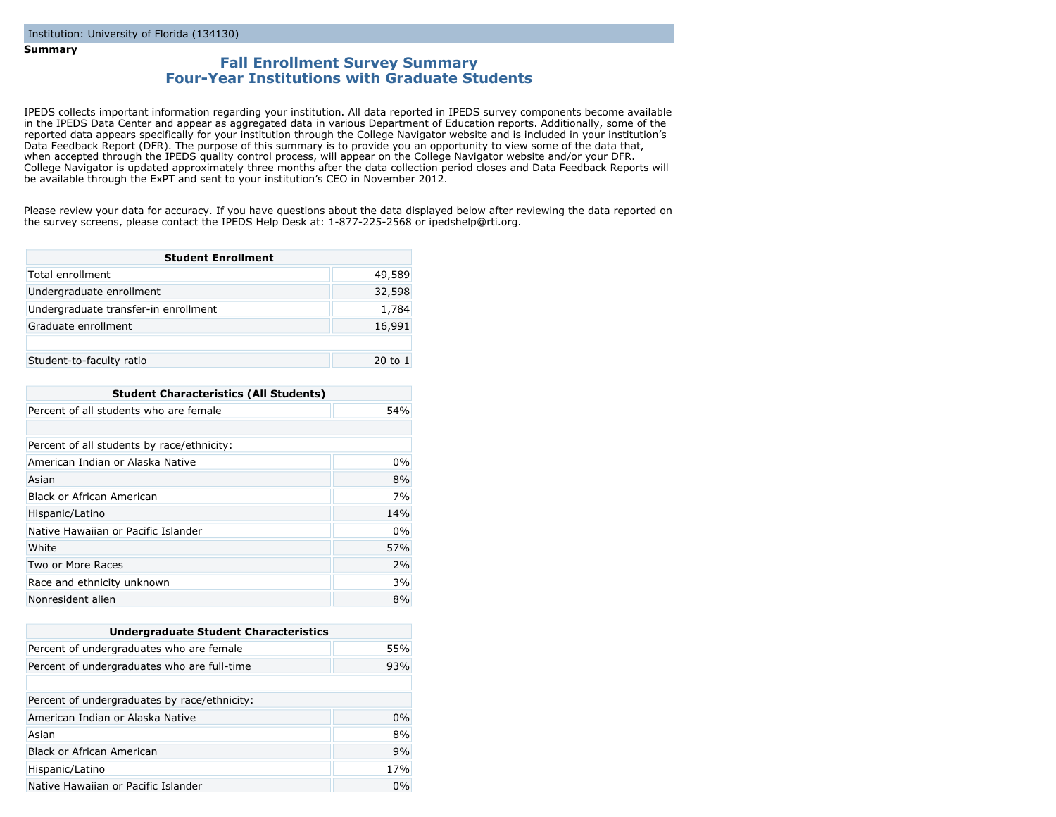Institution: University of Florida (134130)

**Summary**

## Fall Enrollment Survey Summary
## Four-Year Institutions with Graduate Students

IPEDS collects important information regarding your institution. All data reported in IPEDS survey components become available in the IPEDS Data Center and appear as aggregated data in various Department of Education reports. Additionally, some of the reported data appears specifically for your institution through the College Navigator website and is included in your institution's Data Feedback Report (DFR). The purpose of this summary is to provide you an opportunity to view some of the data that, when accepted through the IPEDS quality control process, will appear on the College Navigator website and/or your DFR. College Navigator is updated approximately three months after the data collection period closes and Data Feedback Reports will be available through the ExPT and sent to your institution's CEO in November 2012.

Please review your data for accuracy. If you have questions about the data displayed below after reviewing the data reported on the survey screens, please contact the IPEDS Help Desk at: 1-877-225-2568 or ipedshelp@rti.org.

| Student Enrollment | |
|---|---|
| Total enrollment | 49,589 |
| Undergraduate enrollment | 32,598 |
| Undergraduate transfer-in enrollment | 1,784 |
| Graduate enrollment | 16,991 |
| | |
| Student-to-faculty ratio | 20 to 1 |

| Student Characteristics (All Students) | |
|---|---|
| Percent of all students who are female | 54% |
| | |
| Percent of all students by race/ethnicity: | |
| American Indian or Alaska Native | 0% |
| Asian | 8% |
| Black or African American | 7% |
| Hispanic/Latino | 14% |
| Native Hawaiian or Pacific Islander | 0% |
| White | 57% |
| Two or More Races | 2% |
| Race and ethnicity unknown | 3% |
| Nonresident alien | 8% |

| Undergraduate Student Characteristics | |
|---|---|
| Percent of undergraduates who are female | 55% |
| Percent of undergraduates who are full-time | 93% |
| | |
| Percent of undergraduates by race/ethnicity: | |
| American Indian or Alaska Native | 0% |
| Asian | 8% |
| Black or African American | 9% |
| Hispanic/Latino | 17% |
| Native Hawaiian or Pacific Islander | 0% |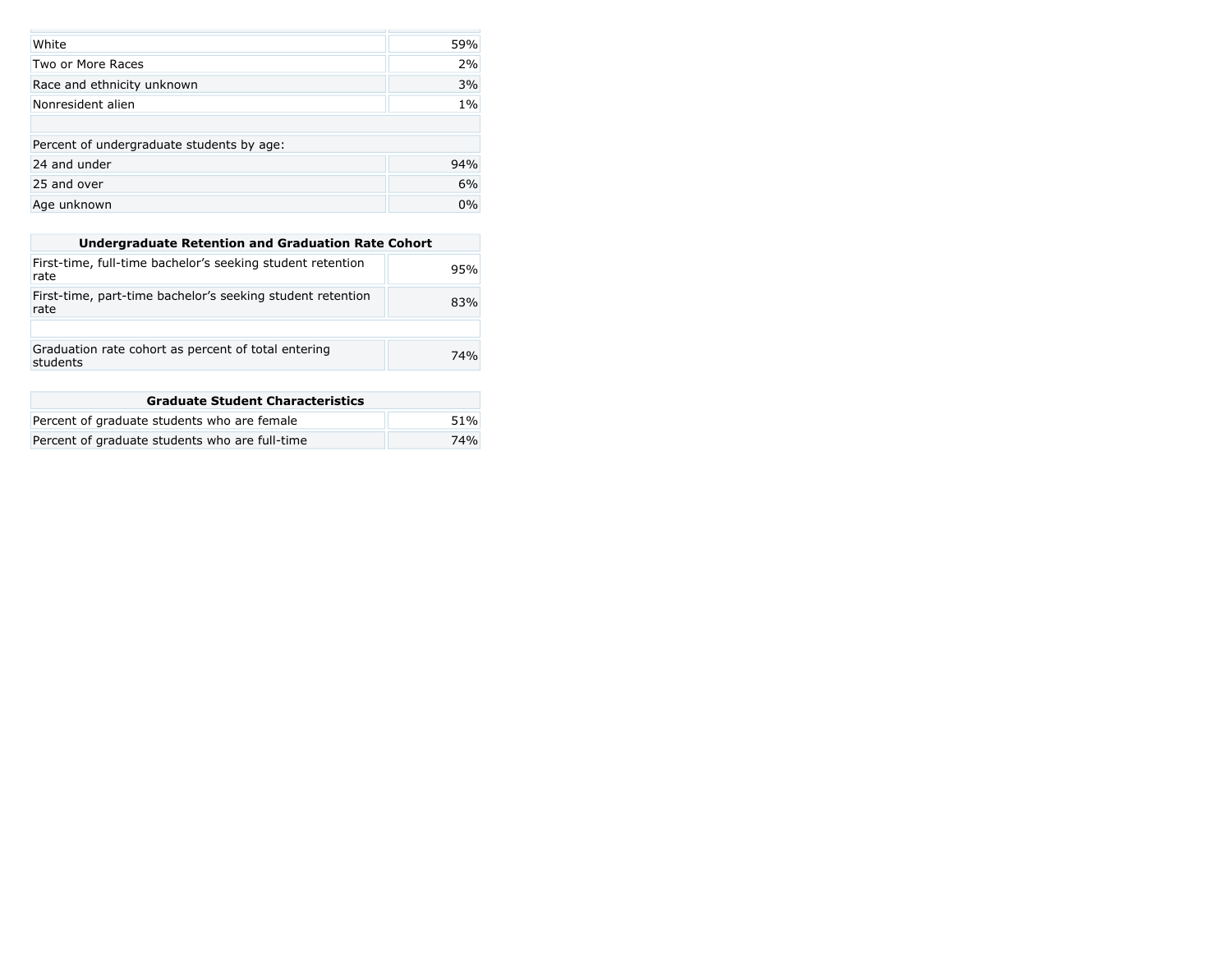| | |
|---|---|
| White | 59% |
| Two or More Races | 2% |
| Race and ethnicity unknown | 3% |
| Nonresident alien | 1% |
| | |
| Percent of undergraduate students by age: | |
| 24 and under | 94% |
| 25 and over | 6% |
| Age unknown | 0% |

| Undergraduate Retention and Graduation Rate Cohort | |
|---|---|
| First-time, full-time bachelor's seeking student retention rate | 95% |
| First-time, part-time bachelor's seeking student retention rate | 83% |
| | |
| Graduation rate cohort as percent of total entering students | 74% |

| Graduate Student Characteristics | |
|---|---|
| Percent of graduate students who are female | 51% |
| Percent of graduate students who are full-time | 74% |